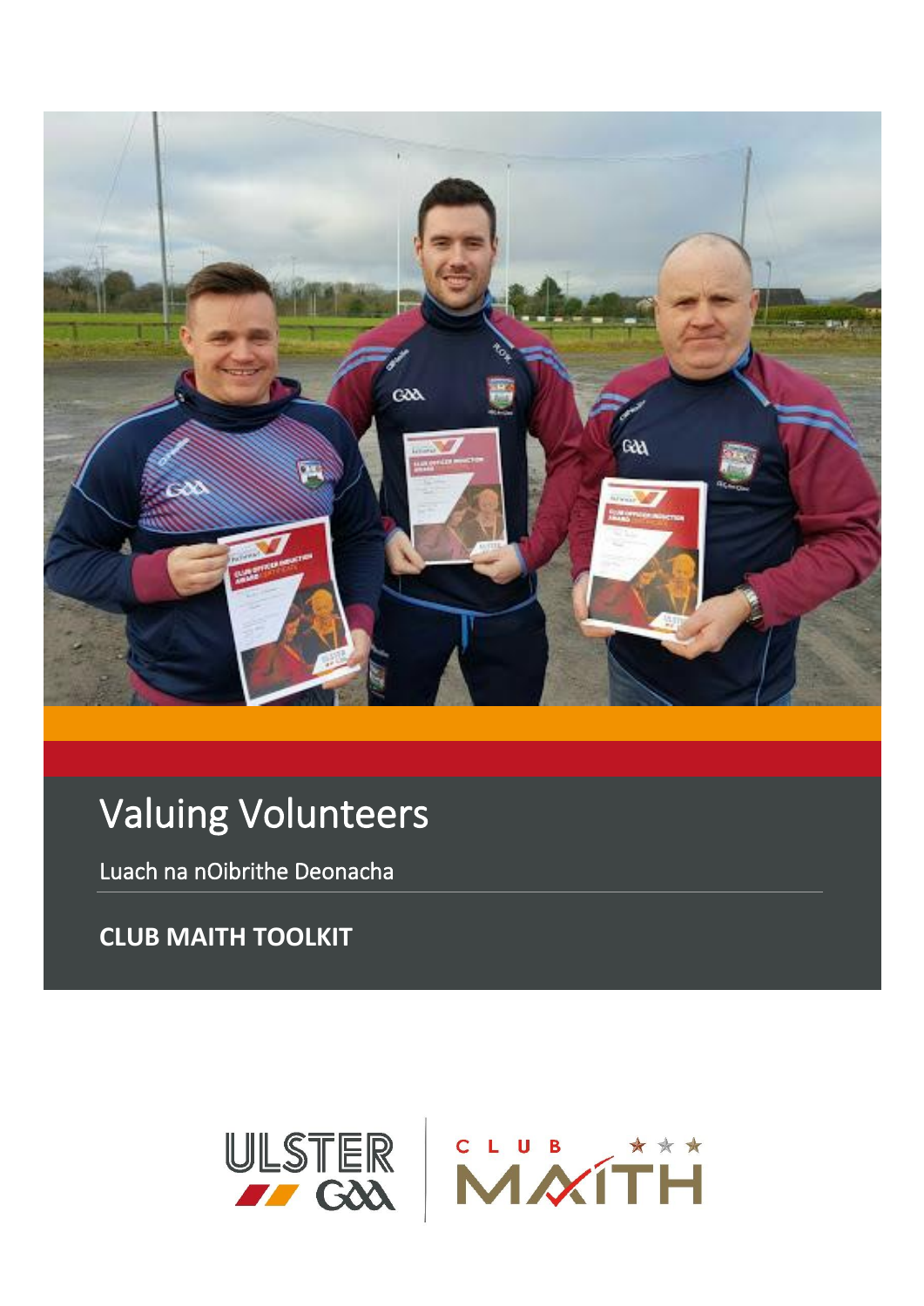# Valuing Volunteers

Luach na nOibrithe Deonacha

**CLUB MAITH TOOLKIT**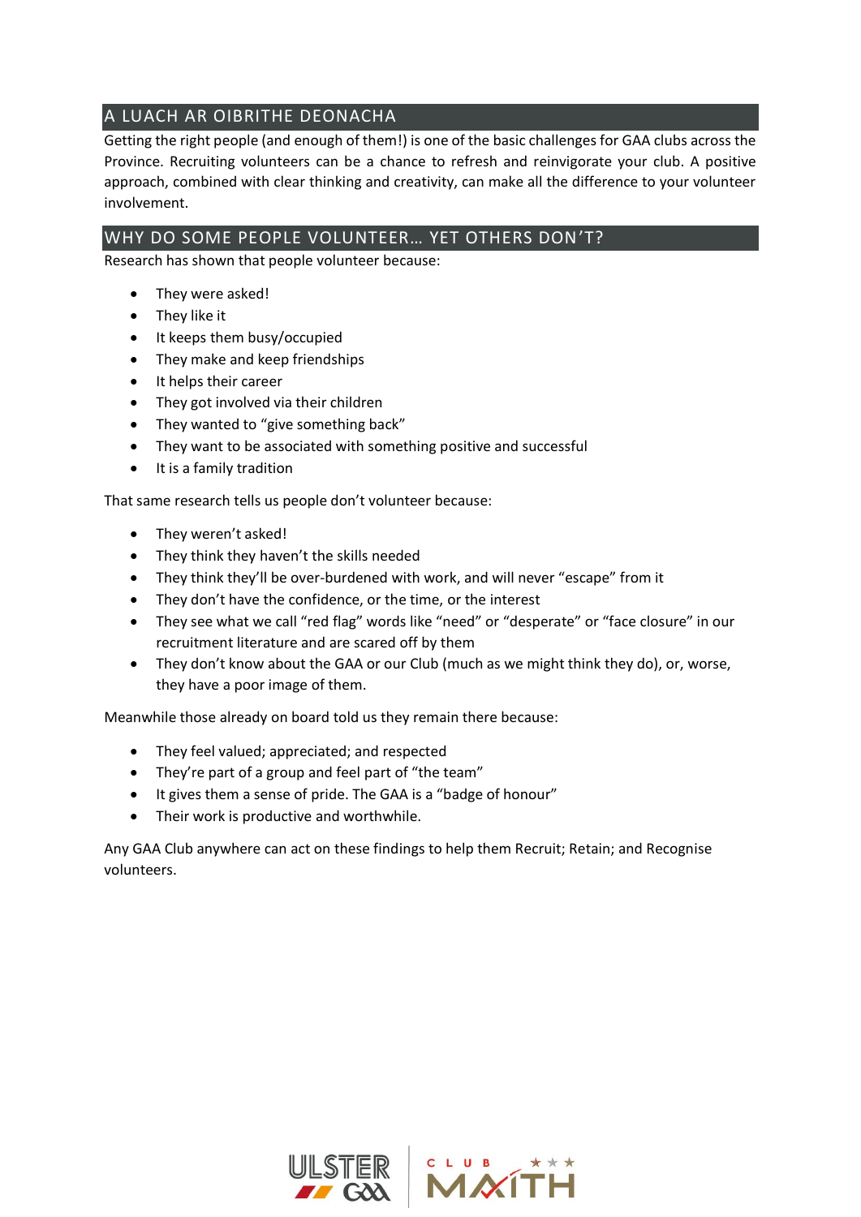## A LUACH AR OIBRITHE DEONACHA

Getting the right people (and enough of them!) is one of the basic challenges for GAA clubs across the Province. Recruiting volunteers can be a chance to refresh and reinvigorate your club. A positive approach, combined with clear thinking and creativity, can make all the difference to your volunteer involvement.

## WHY DO SOME PEOPLE VOLUNTEER… YET OTHERS DON'T?

Research has shown that people volunteer because:

- They were asked!
- They like it
- It keeps them busy/occupied
- They make and keep friendships
- It helps their career
- They got involved via their children
- They wanted to "give something back"
- They want to be associated with something positive and successful
- It is a family tradition

That same research tells us people don't volunteer because:

- They weren't asked!
- They think they haven't the skills needed
- They think they'll be over-burdened with work, and will never "escape" from it
- They don't have the confidence, or the time, or the interest
- They see what we call "red flag" words like "need" or "desperate" or "face closure" in our recruitment literature and are scared off by them
- They don't know about the GAA or our Club (much as we might think they do), or, worse, they have a poor image of them.

Meanwhile those already on board told us they remain there because:

- They feel valued; appreciated; and respected
- They're part of a group and feel part of "the team"
- It gives them a sense of pride. The GAA is a "badge of honour"
- Their work is productive and worthwhile.

Any GAA Club anywhere can act on these findings to help them Recruit; Retain; and Recognise volunteers.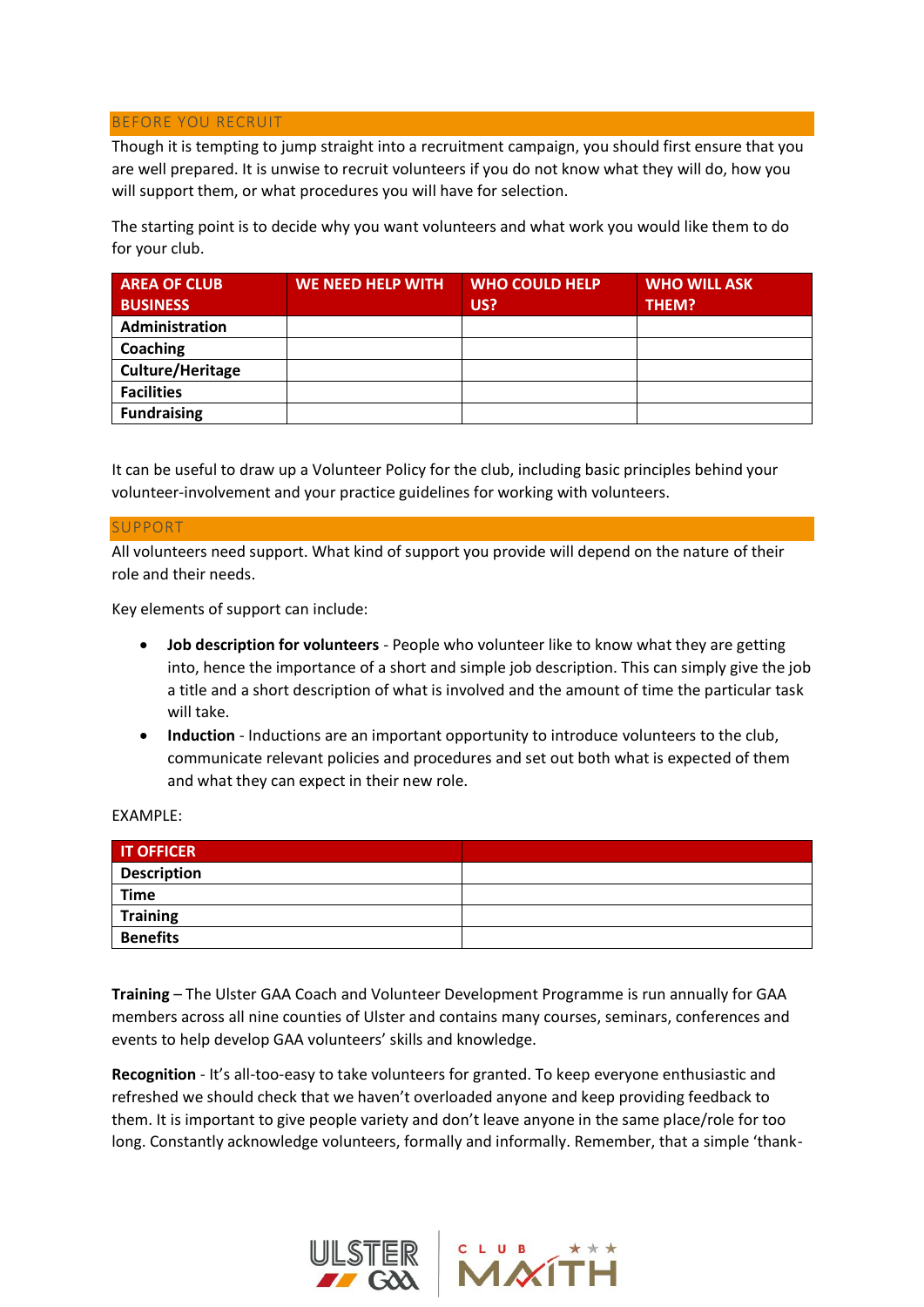## BEFORE YOU RECRUIT

Though it is tempting to jump straight into a recruitment campaign, you should first ensure that you are well prepared. It is unwise to recruit volunteers if you do not know what they will do, how you will support them, or what procedures you will have for selection.

The starting point is to decide why you want volunteers and what work you would like them to do for your club.

| AREA OF CLUB BUSINESS | WE NEED HELP WITH | WHO COULD HELP US? | WHO WILL ASK THEM? |
|---|---|---|---|
| **Administration** | | | |
| **Coaching** | | | |
| **Culture/Heritage** | | | |
| **Facilities** | | | |
| **Fundraising** | | | |

It can be useful to draw up a Volunteer Policy for the club, including basic principles behind your volunteer-involvement and your practice guidelines for working with volunteers.

## SUPPORT

All volunteers need support. What kind of support you provide will depend on the nature of their role and their needs.

Key elements of support can include:

- **Job description for volunteers** - People who volunteer like to know what they are getting into, hence the importance of a short and simple job description. This can simply give the job a title and a short description of what is involved and the amount of time the particular task will take.
- **Induction** - Inductions are an important opportunity to introduce volunteers to the club, communicate relevant policies and procedures and set out both what is expected of them and what they can expect in their new role.

EXAMPLE:

| IT OFFICER | |
|---|---|
| **Description** | |
| **Time** | |
| **Training** | |
| **Benefits** | |

**Training** – The Ulster GAA Coach and Volunteer Development Programme is run annually for GAA members across all nine counties of Ulster and contains many courses, seminars, conferences and events to help develop GAA volunteers' skills and knowledge.

**Recognition** - It's all-too-easy to take volunteers for granted. To keep everyone enthusiastic and refreshed we should check that we haven't overloaded anyone and keep providing feedback to them. It is important to give people variety and don't leave anyone in the same place/role for too long. Constantly acknowledge volunteers, formally and informally. Remember, that a simple 'thank-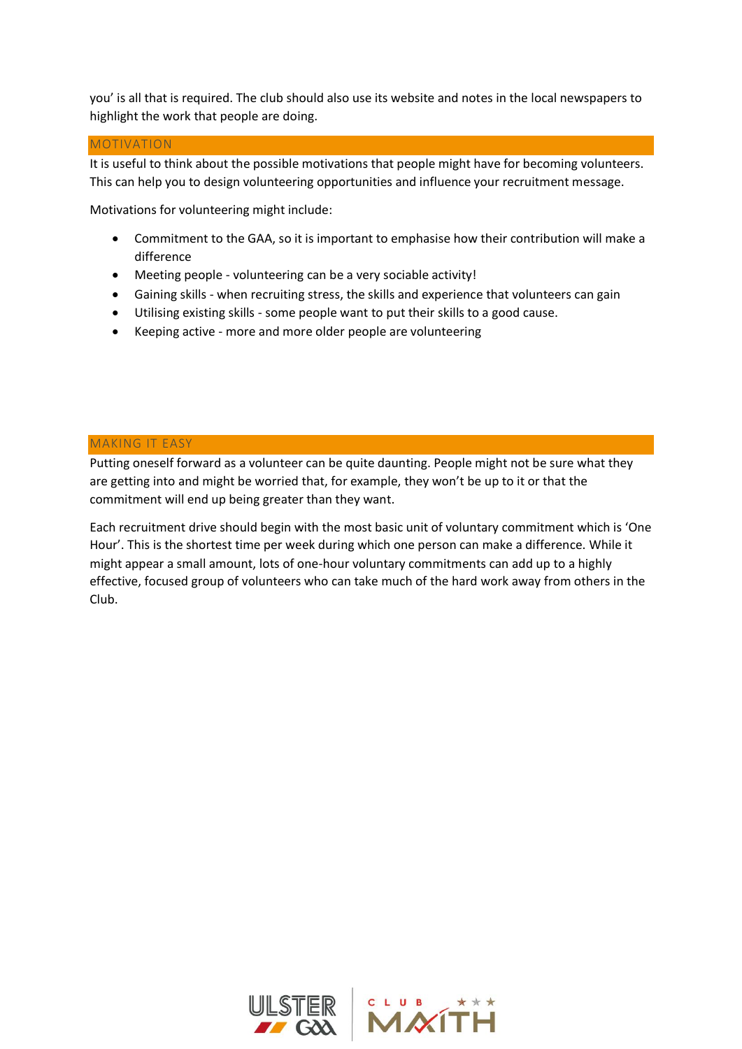you' is all that is required. The club should also use its website and notes in the local newspapers to highlight the work that people are doing.

## MOTIVATION

It is useful to think about the possible motivations that people might have for becoming volunteers. This can help you to design volunteering opportunities and influence your recruitment message.

Motivations for volunteering might include:

- Commitment to the GAA, so it is important to emphasise how their contribution will make a difference
- Meeting people - volunteering can be a very sociable activity!
- Gaining skills - when recruiting stress, the skills and experience that volunteers can gain
- Utilising existing skills - some people want to put their skills to a good cause.
- Keeping active - more and more older people are volunteering

## MAKING IT EASY

Putting oneself forward as a volunteer can be quite daunting. People might not be sure what they are getting into and might be worried that, for example, they won't be up to it or that the commitment will end up being greater than they want.

Each recruitment drive should begin with the most basic unit of voluntary commitment which is 'One Hour'. This is the shortest time per week during which one person can make a difference. While it might appear a small amount, lots of one-hour voluntary commitments can add up to a highly effective, focused group of volunteers who can take much of the hard work away from others in the Club.